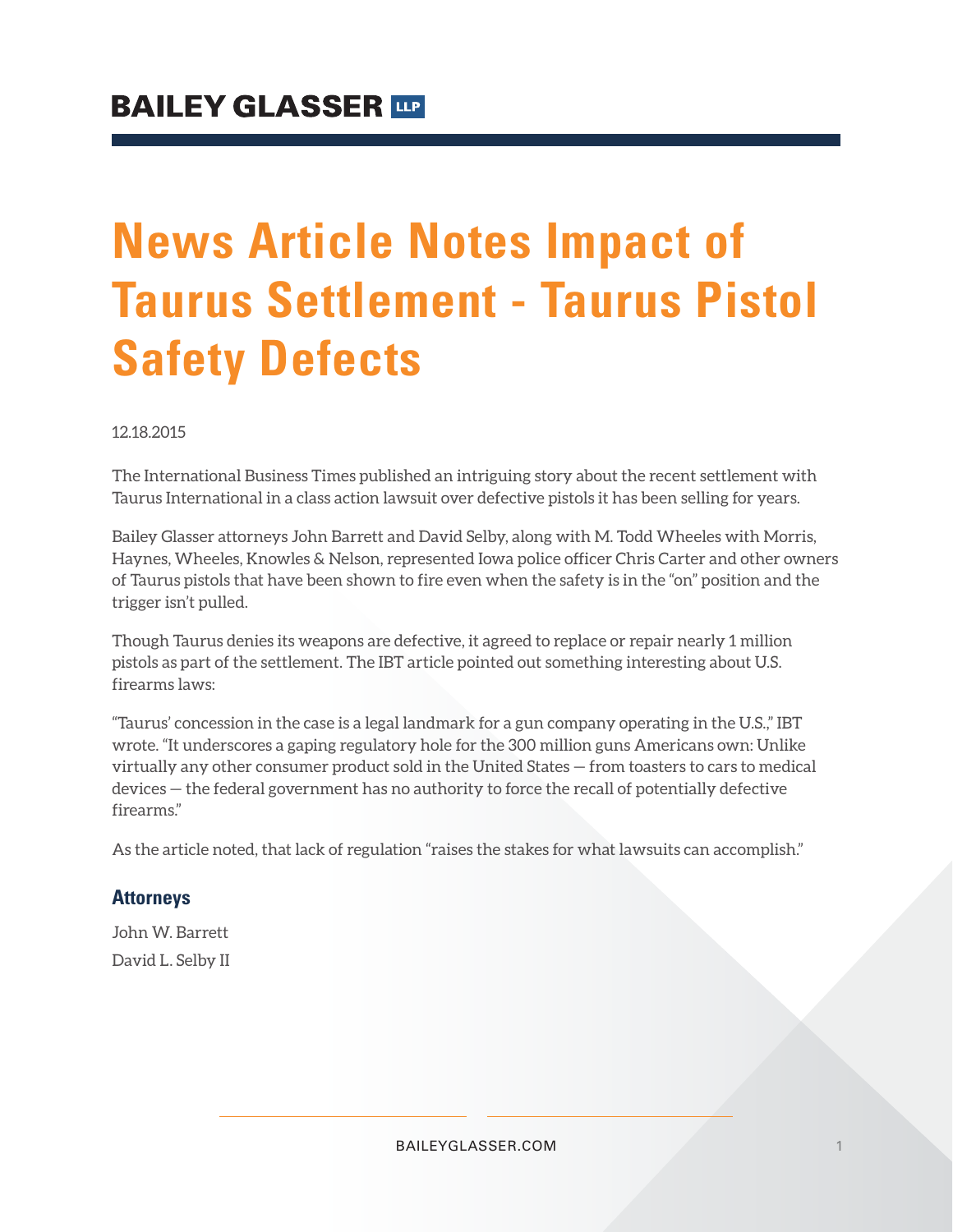# News Article Notes Impact of Taurus Settlement - Taurus Pistol Safety Defects

12.18.2015

The International Business Times published an intriguing story about the recent settlement with Taurus International in a class action lawsuit over defective pistols it has been selling for years.

Bailey Glasser attorneys John Barrett and David Selby, along with M. Todd Wheeles with Morris, Haynes, Wheeles, Knowles & Nelson, represented Iowa police officer Chris Carter and other owners of Taurus pistols that have been shown to fire even when the safety is in the "on" position and the trigger isn't pulled.

Though Taurus denies its weapons are defective, it agreed to replace or repair nearly 1 million pistols as part of the settlement. The IBT article pointed out something interesting about U.S. firearms laws:

"Taurus' concession in the case is a legal landmark for a gun company operating in the U.S.," IBT wrote. "It underscores a gaping regulatory hole for the 300 million guns Americans own: Unlike virtually any other consumer product sold in the United States — from toasters to cars to medical devices — the federal government has no authority to force the recall of potentially defective firearms."

As the article noted, that lack of regulation "raises the stakes for what lawsuits can accomplish."

### Attorneys

John W. Barrett

David L. Selby II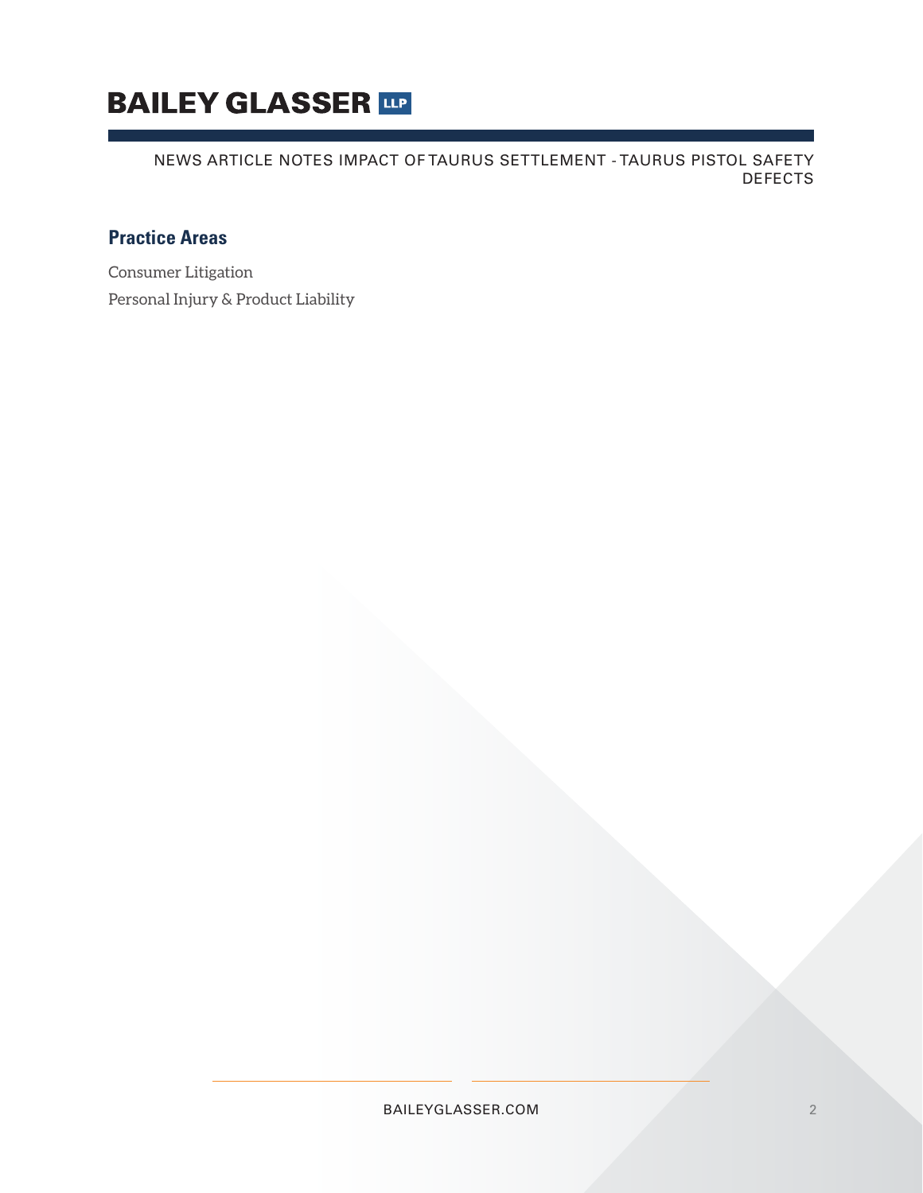## Practice Areas

Consumer Litigation

Personal Injury & Product Liability